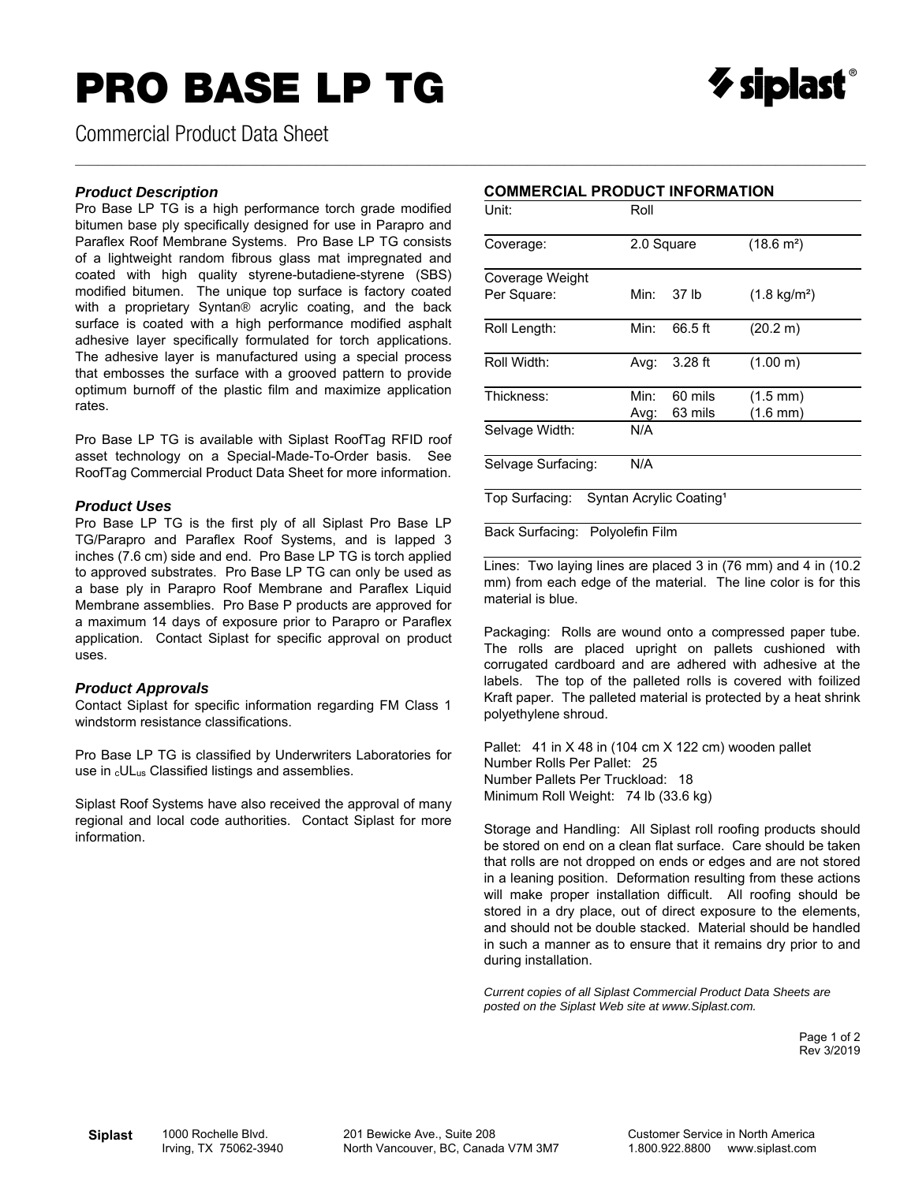# PRO BASE LP TG

Commercial Product Data Sheet

### *Product Description*

Pro Base LP TG is a high performance torch grade modified bitumen base ply specifically designed for use in Parapro and Paraflex Roof Membrane Systems. Pro Base LP TG consists of a lightweight random fibrous glass mat impregnated and coated with high quality styrene-butadiene-styrene (SBS) modified bitumen. The unique top surface is factory coated with a proprietary Syntan® acrylic coating, and the back surface is coated with a high performance modified asphalt adhesive layer specifically formulated for torch applications. The adhesive layer is manufactured using a special process that embosses the surface with a grooved pattern to provide optimum burnoff of the plastic film and maximize application rates.

Pro Base LP TG is available with Siplast RoofTag RFID roof asset technology on a Special-Made-To-Order basis. See RoofTag Commercial Product Data Sheet for more information.

### *Product Uses*

Pro Base LP TG is the first ply of all Siplast Pro Base LP TG/Parapro and Paraflex Roof Systems, and is lapped 3 inches (7.6 cm) side and end. Pro Base LP TG is torch applied to approved substrates. Pro Base LP TG can only be used as a base ply in Parapro Roof Membrane and Paraflex Liquid Membrane assemblies. Pro Base P products are approved for a maximum 14 days of exposure prior to Parapro or Paraflex application. Contact Siplast for specific approval on product uses.

### *Product Approvals*

Contact Siplast for specific information regarding FM Class 1 windstorm resistance classifications.

Pro Base LP TG is classified by Underwriters Laboratories for use in $_{c}UL_{us}$ Classified listings and assemblies.

Siplast Roof Systems have also received the approval of many regional and local code authorities. Contact Siplast for more information.

### COMMERCIAL PRODUCT INFORMATION

| | | | |
|---|---|---|---|
| Unit: | Roll | | |
| Coverage: | 2.0 Square | | (18.6 m²) |
| Coverage Weight Per Square: | Min: | 37 lb | (1.8 kg/m²) |
| Roll Length: | Min: | 66.5 ft | (20.2 m) |
| Roll Width: | Avg: | 3.28 ft | (1.00 m) |
| Thickness: | Min:<br>Avg: | 60 mils<br>63 mils | (1.5 mm)<br>(1.6 mm) |
| Selvage Width: | N/A | | |
| Selvage Surfacing: | N/A | | |
| Top Surfacing: | Syntan Acrylic Coating[1] | | |
| Back Surfacing: | Polyolefin Film | | |

Lines: Two laying lines are placed 3 in (76 mm) and 4 in (10.2 mm) from each edge of the material. The line color is for this material is blue.

Packaging: Rolls are wound onto a compressed paper tube. The rolls are placed upright on pallets cushioned with corrugated cardboard and are adhered with adhesive at the labels. The top of the palleted rolls is covered with foilized Kraft paper. The palleted material is protected by a heat shrink polyethylene shroud.

Pallet: 41 in X 48 in (104 cm X 122 cm) wooden pallet
Number Rolls Per Pallet: 25
Number Pallets Per Truckload: 18
Minimum Roll Weight: 74 lb (33.6 kg)

Storage and Handling: All Siplast roll roofing products should be stored on end on a clean flat surface. Care should be taken that rolls are not dropped on ends or edges and are not stored in a leaning position. Deformation resulting from these actions will make proper installation difficult. All roofing should be stored in a dry place, out of direct exposure to the elements, and should not be double stacked. Material should be handled in such a manner as to ensure that it remains dry prior to and during installation.

*Current copies of all Siplast Commercial Product Data Sheets are posted on the Siplast Web site at www.Siplast.com.*

Rev 3/2019

**Siplast** 1000 Rochelle Blvd. Irving, TX 75062-3940 | 201 Bewicke Ave., Suite 208 North Vancouver, BC, Canada V7M 3M7 | Customer Service in North America 1.800.922.8800 www.siplast.com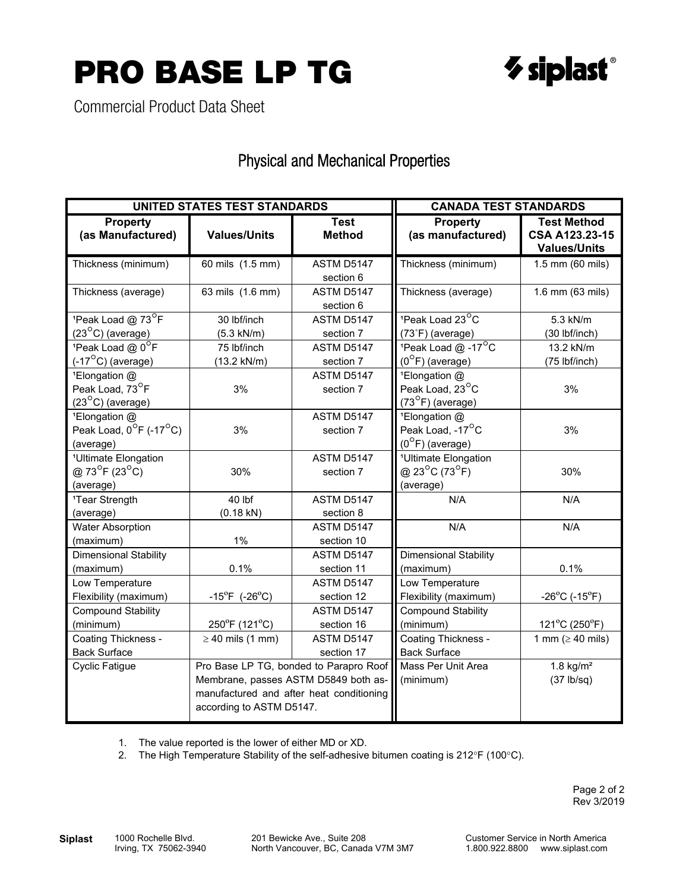# PRO BASE LP TG

Commercial Product Data Sheet

## Physical and Mechanical Properties

| UNITED STATES TEST STANDARDS | | | CANADA TEST STANDARDS | |
|---|---|---|---|---|
| **Property (as Manufactured)** | **Values/Units** | **Test Method** | **Property (as manufactured)** | **Test Method CSA A123.23-15 Values/Units** |
| Thickness (minimum) | 60 mils (1.5 mm) | ASTM D5147 section 6 | Thickness (minimum) | 1.5 mm (60 mils) |
| Thickness (average) | 63 mils (1.6 mm) | ASTM D5147 section 6 | Thickness (average) | 1.6 mm (63 mils) |
| [1]Peak Load @ 73°F (23°C) (average) | 30 lbf/inch (5.3 kN/m) | ASTM D5147 section 7 | [1]Peak Load 23°C (73°F) (average) | 5.3 kN/m (30 lbf/inch) |
| [1]Peak Load @ 0°F (-17°C) (average) | 75 lbf/inch (13.2 kN/m) | ASTM D5147 section 7 | [1]Peak Load @ -17°C (0°F) (average) | 13.2 kN/m (75 lbf/inch) |
| [1]Elongation @ Peak Load, 73°F (23°C) (average) | 3% | ASTM D5147 section 7 | [1]Elongation @ Peak Load, 23°C (73°F) (average) | 3% |
| [1]Elongation @ Peak Load, 0°F (-17°C) (average) | 3% | ASTM D5147 section 7 | [1]Elongation @ Peak Load, -17°C (0°F) (average) | 3% |
| [1]Ultimate Elongation @ 73°F (23°C) (average) | 30% | ASTM D5147 section 7 | [1]Ultimate Elongation @ 23°C (73°F) (average) | 30% |
| [1]Tear Strength (average) | 40 lbf (0.18 kN) | ASTM D5147 section 8 | N/A | N/A |
| Water Absorption (maximum) | 1% | ASTM D5147 section 10 | N/A | N/A |
| Dimensional Stability (maximum) | 0.1% | ASTM D5147 section 11 | Dimensional Stability (maximum) | 0.1% |
| Low Temperature Flexibility (maximum) | -15°F (-26°C) | ASTM D5147 section 12 | Low Temperature Flexibility (maximum) | -26°C (-15°F) |
| Compound Stability (minimum) | 250°F (121°C) | ASTM D5147 section 16 | Compound Stability (minimum) | 121°C (250°F) |
| Coating Thickness - Back Surface | ≥ 40 mils (1 mm) | ASTM D5147 section 17 | Coating Thickness - Back Surface | 1 mm (≥ 40 mils) |
| Cyclic Fatigue | Pro Base LP TG, bonded to Parapro Roof Membrane, passes ASTM D5849 both as-manufactured and after heat conditioning according to ASTM D5147. | | Mass Per Unit Area (minimum) | 1.8 kg/m² (37 lb/sq) |

1. The value reported is the lower of either MD or XD.
2. The High Temperature Stability of the self-adhesive bitumen coating is 212°F (100°C).

Rev 3/2019

**Siplast** 1000 Rochelle Blvd. Irving, TX 75062-3940 | 201 Bewicke Ave., Suite 208 North Vancouver, BC, Canada V7M 3M7 | Customer Service in North America 1.800.922.8800 www.siplast.com